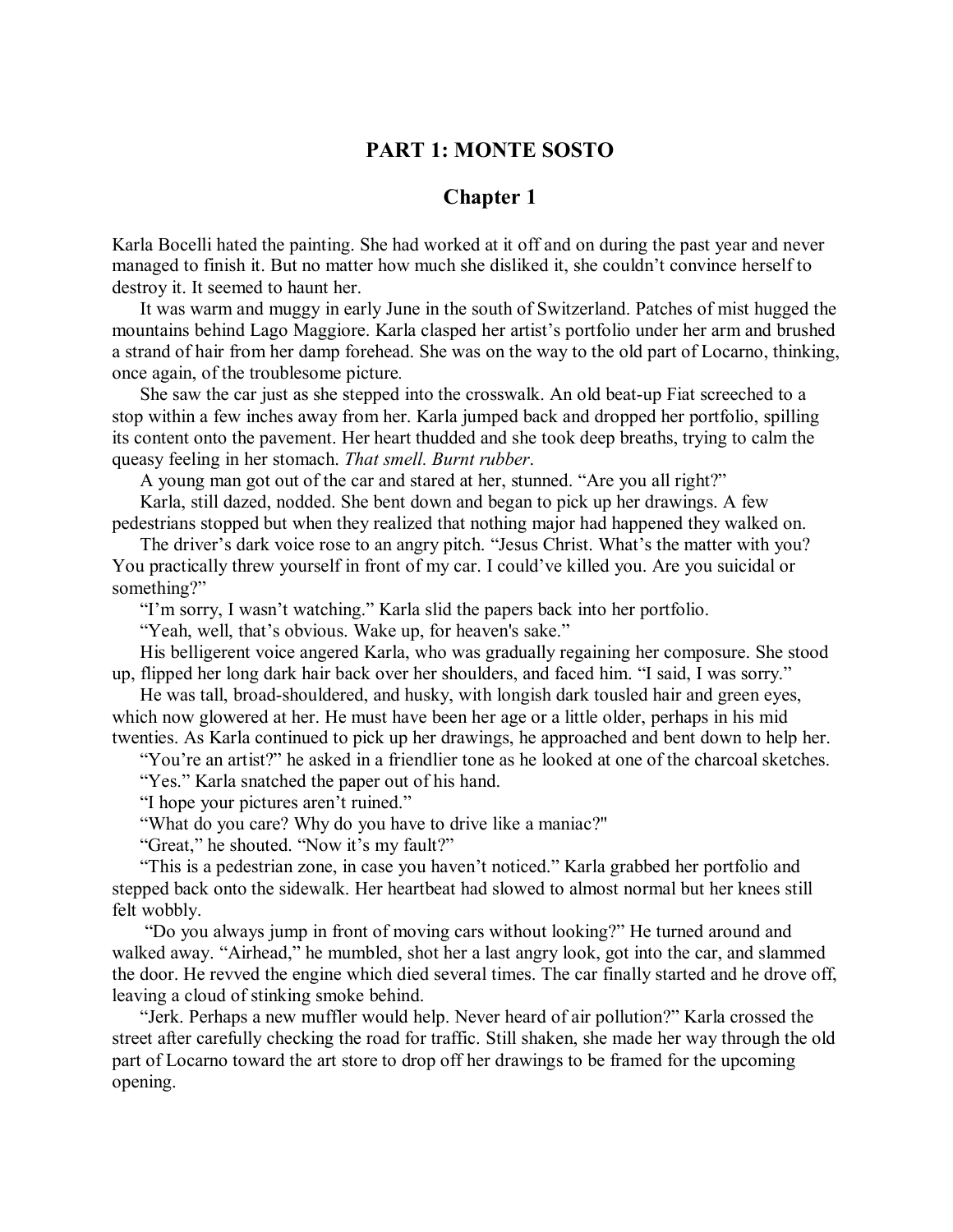# PART 1: MONTE SOSTO

## Chapter 1

Karla Bocelli hated the painting. She had worked at it off and on during the past year and never managed to finish it. But no matter how much she disliked it, she couldn't convince herself to destroy it. It seemed to haunt her.

It was warm and muggy in early June in the south of Switzerland. Patches of mist hugged the mountains behind Lago Maggiore. Karla clasped her artist's portfolio under her arm and brushed a strand of hair from her damp forehead. She was on the way to the old part of Locarno, thinking, once again, of the troublesome picture.

She saw the car just as she stepped into the crosswalk. An old beat-up Fiat screeched to a stop within a few inches away from her. Karla jumped back and dropped her portfolio, spilling its content onto the pavement. Her heart thudded and she took deep breaths, trying to calm the queasy feeling in her stomach. *That smell. Burnt rubber*.

A young man got out of the car and stared at her, stunned. "Are you all right?"

Karla, still dazed, nodded. She bent down and began to pick up her drawings. A few pedestrians stopped but when they realized that nothing major had happened they walked on.

The driver's dark voice rose to an angry pitch. "Jesus Christ. What's the matter with you? You practically threw yourself in front of my car. I could've killed you. Are you suicidal or something?"

"I'm sorry, I wasn't watching." Karla slid the papers back into her portfolio.

"Yeah, well, that's obvious. Wake up, for heaven's sake."

His belligerent voice angered Karla, who was gradually regaining her composure. She stood up, flipped her long dark hair back over her shoulders, and faced him. "I said, I was sorry."

He was tall, broad-shouldered, and husky, with longish dark tousled hair and green eyes, which now glowered at her. He must have been her age or a little older, perhaps in his mid twenties. As Karla continued to pick up her drawings, he approached and bent down to help her.

"You're an artist?" he asked in a friendlier tone as he looked at one of the charcoal sketches.

"Yes." Karla snatched the paper out of his hand.

"I hope your pictures aren't ruined."

"What do you care? Why do you have to drive like a maniac?"

"Great," he shouted. "Now it's my fault?"

"This is a pedestrian zone, in case you haven't noticed." Karla grabbed her portfolio and stepped back onto the sidewalk. Her heartbeat had slowed to almost normal but her knees still felt wobbly.

"Do you always jump in front of moving cars without looking?" He turned around and walked away. "Airhead," he mumbled, shot her a last angry look, got into the car, and slammed the door. He revved the engine which died several times. The car finally started and he drove off, leaving a cloud of stinking smoke behind.

"Jerk. Perhaps a new muffler would help. Never heard of air pollution?" Karla crossed the street after carefully checking the road for traffic. Still shaken, she made her way through the old part of Locarno toward the art store to drop off her drawings to be framed for the upcoming opening.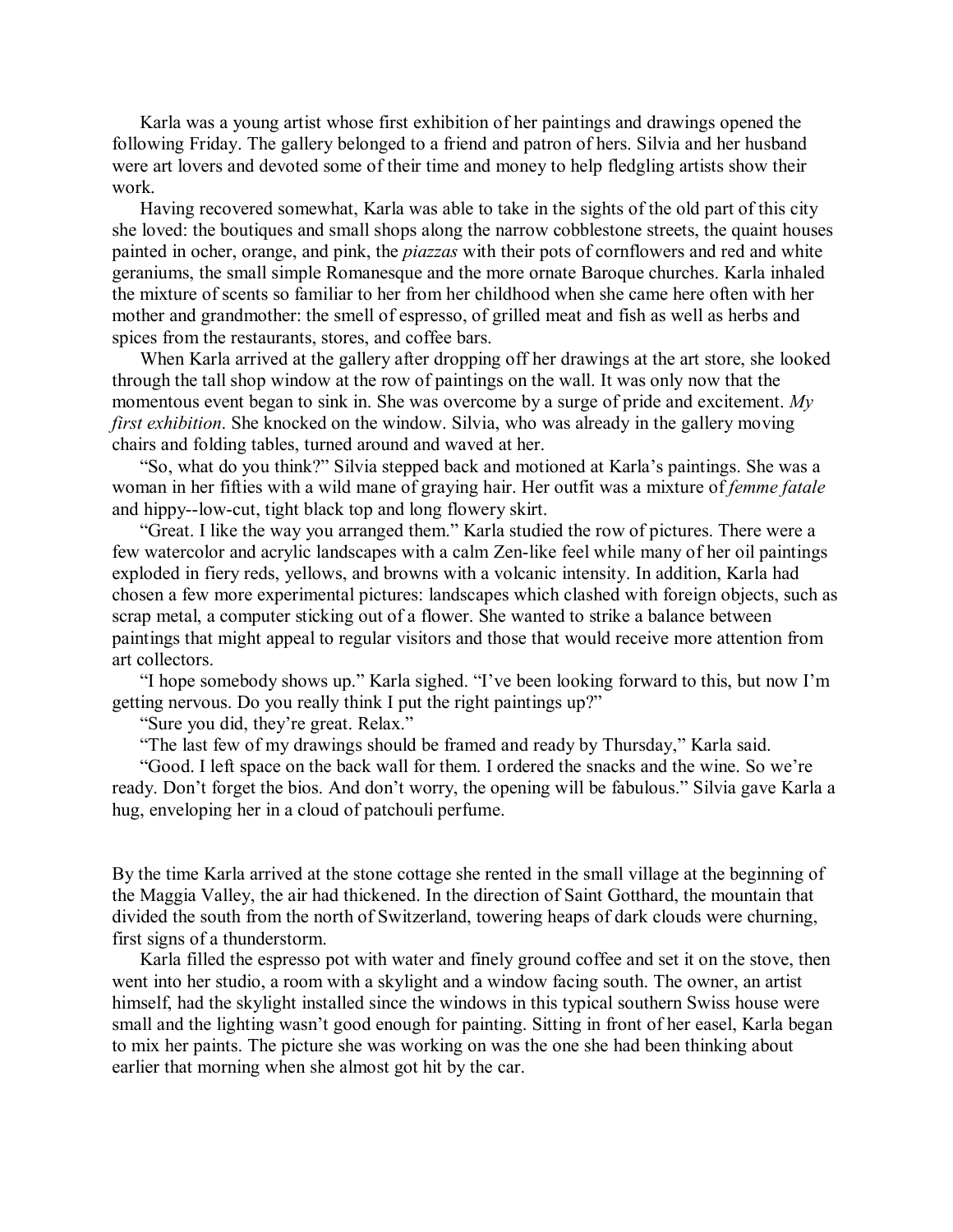Karla was a young artist whose first exhibition of her paintings and drawings opened the following Friday. The gallery belonged to a friend and patron of hers. Silvia and her husband were art lovers and devoted some of their time and money to help fledgling artists show their work.

Having recovered somewhat, Karla was able to take in the sights of the old part of this city she loved: the boutiques and small shops along the narrow cobblestone streets, the quaint houses painted in ocher, orange, and pink, the *piazzas* with their pots of cornflowers and red and white geraniums, the small simple Romanesque and the more ornate Baroque churches. Karla inhaled the mixture of scents so familiar to her from her childhood when she came here often with her mother and grandmother: the smell of espresso, of grilled meat and fish as well as herbs and spices from the restaurants, stores, and coffee bars.

When Karla arrived at the gallery after dropping off her drawings at the art store, she looked through the tall shop window at the row of paintings on the wall. It was only now that the momentous event began to sink in. She was overcome by a surge of pride and excitement. *My first exhibition*. She knocked on the window. Silvia, who was already in the gallery moving chairs and folding tables, turned around and waved at her.

"So, what do you think?" Silvia stepped back and motioned at Karla's paintings. She was a woman in her fifties with a wild mane of graying hair. Her outfit was a mixture of *femme fatale* and hippy--low-cut, tight black top and long flowery skirt.

"Great. I like the way you arranged them." Karla studied the row of pictures. There were a few watercolor and acrylic landscapes with a calm Zen-like feel while many of her oil paintings exploded in fiery reds, yellows, and browns with a volcanic intensity. In addition, Karla had chosen a few more experimental pictures: landscapes which clashed with foreign objects, such as scrap metal, a computer sticking out of a flower. She wanted to strike a balance between paintings that might appeal to regular visitors and those that would receive more attention from art collectors.

"I hope somebody shows up." Karla sighed. "I've been looking forward to this, but now I'm getting nervous. Do you really think I put the right paintings up?"

"Sure you did, they're great. Relax."

"The last few of my drawings should be framed and ready by Thursday," Karla said.

"Good. I left space on the back wall for them. I ordered the snacks and the wine. So we're ready. Don't forget the bios. And don't worry, the opening will be fabulous." Silvia gave Karla a hug, enveloping her in a cloud of patchouli perfume.

By the time Karla arrived at the stone cottage she rented in the small village at the beginning of the Maggia Valley, the air had thickened. In the direction of Saint Gotthard, the mountain that divided the south from the north of Switzerland, towering heaps of dark clouds were churning, first signs of a thunderstorm.

Karla filled the espresso pot with water and finely ground coffee and set it on the stove, then went into her studio, a room with a skylight and a window facing south. The owner, an artist himself, had the skylight installed since the windows in this typical southern Swiss house were small and the lighting wasn't good enough for painting. Sitting in front of her easel, Karla began to mix her paints. The picture she was working on was the one she had been thinking about earlier that morning when she almost got hit by the car.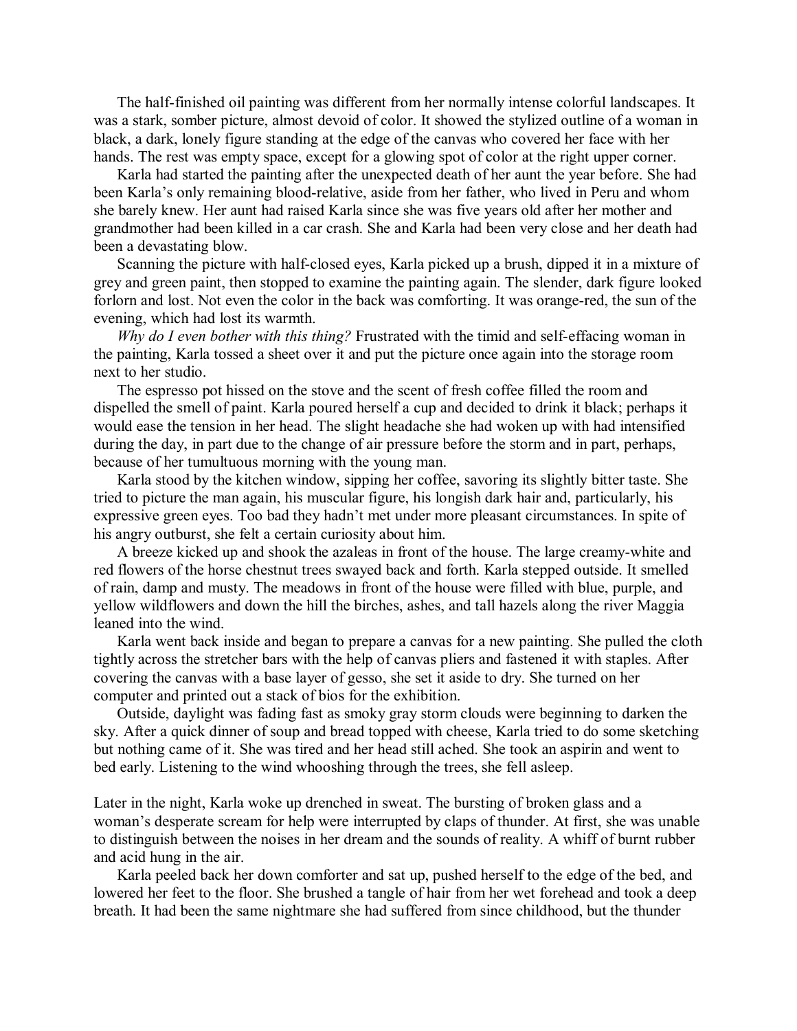The half-finished oil painting was different from her normally intense colorful landscapes. It was a stark, somber picture, almost devoid of color. It showed the stylized outline of a woman in black, a dark, lonely figure standing at the edge of the canvas who covered her face with her hands. The rest was empty space, except for a glowing spot of color at the right upper corner.

Karla had started the painting after the unexpected death of her aunt the year before. She had been Karla's only remaining blood-relative, aside from her father, who lived in Peru and whom she barely knew. Her aunt had raised Karla since she was five years old after her mother and grandmother had been killed in a car crash. She and Karla had been very close and her death had been a devastating blow.

Scanning the picture with half-closed eyes, Karla picked up a brush, dipped it in a mixture of grey and green paint, then stopped to examine the painting again. The slender, dark figure looked forlorn and lost. Not even the color in the back was comforting. It was orange-red, the sun of the evening, which had lost its warmth.

*Why do I even bother with this thing?* Frustrated with the timid and self-effacing woman in the painting, Karla tossed a sheet over it and put the picture once again into the storage room next to her studio.

The espresso pot hissed on the stove and the scent of fresh coffee filled the room and dispelled the smell of paint. Karla poured herself a cup and decided to drink it black; perhaps it would ease the tension in her head. The slight headache she had woken up with had intensified during the day, in part due to the change of air pressure before the storm and in part, perhaps, because of her tumultuous morning with the young man.

Karla stood by the kitchen window, sipping her coffee, savoring its slightly bitter taste. She tried to picture the man again, his muscular figure, his longish dark hair and, particularly, his expressive green eyes. Too bad they hadn't met under more pleasant circumstances. In spite of his angry outburst, she felt a certain curiosity about him.

A breeze kicked up and shook the azaleas in front of the house. The large creamy-white and red flowers of the horse chestnut trees swayed back and forth. Karla stepped outside. It smelled of rain, damp and musty. The meadows in front of the house were filled with blue, purple, and yellow wildflowers and down the hill the birches, ashes, and tall hazels along the river Maggia leaned into the wind.

Karla went back inside and began to prepare a canvas for a new painting. She pulled the cloth tightly across the stretcher bars with the help of canvas pliers and fastened it with staples. After covering the canvas with a base layer of gesso, she set it aside to dry. She turned on her computer and printed out a stack of bios for the exhibition.

Outside, daylight was fading fast as smoky gray storm clouds were beginning to darken the sky. After a quick dinner of soup and bread topped with cheese, Karla tried to do some sketching but nothing came of it. She was tired and her head still ached. She took an aspirin and went to bed early. Listening to the wind whooshing through the trees, she fell asleep.

Later in the night, Karla woke up drenched in sweat. The bursting of broken glass and a woman's desperate scream for help were interrupted by claps of thunder. At first, she was unable to distinguish between the noises in her dream and the sounds of reality. A whiff of burnt rubber and acid hung in the air.

Karla peeled back her down comforter and sat up, pushed herself to the edge of the bed, and lowered her feet to the floor. She brushed a tangle of hair from her wet forehead and took a deep breath. It had been the same nightmare she had suffered from since childhood, but the thunder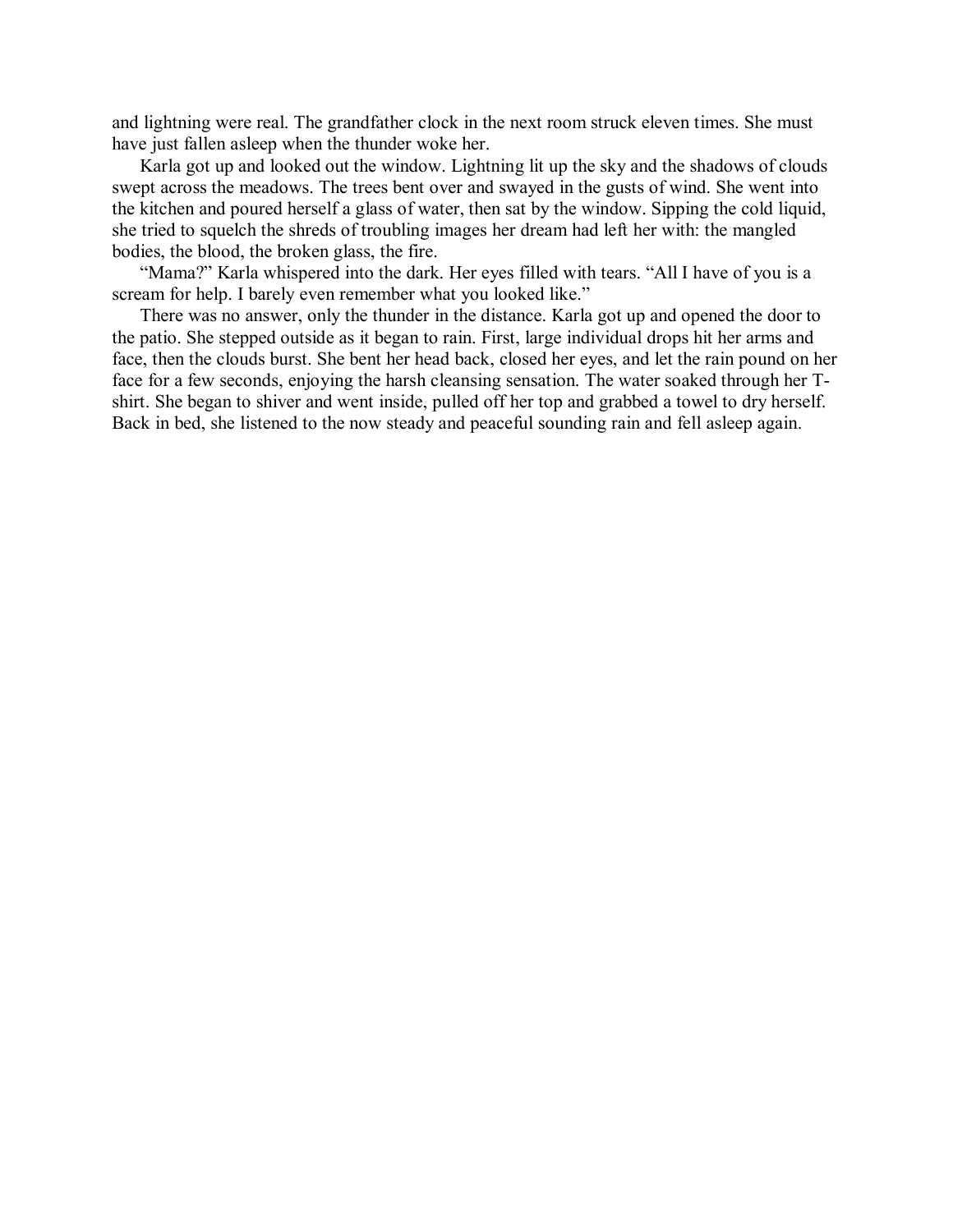and lightning were real. The grandfather clock in the next room struck eleven times. She must have just fallen asleep when the thunder woke her.

Karla got up and looked out the window. Lightning lit up the sky and the shadows of clouds swept across the meadows. The trees bent over and swayed in the gusts of wind. She went into the kitchen and poured herself a glass of water, then sat by the window. Sipping the cold liquid, she tried to squelch the shreds of troubling images her dream had left her with: the mangled bodies, the blood, the broken glass, the fire.

"Mama?" Karla whispered into the dark. Her eyes filled with tears. "All I have of you is a scream for help. I barely even remember what you looked like."

There was no answer, only the thunder in the distance. Karla got up and opened the door to the patio. She stepped outside as it began to rain. First, large individual drops hit her arms and face, then the clouds burst. She bent her head back, closed her eyes, and let the rain pound on her face for a few seconds, enjoying the harsh cleansing sensation. The water soaked through her T-shirt. She began to shiver and went inside, pulled off her top and grabbed a towel to dry herself. Back in bed, she listened to the now steady and peaceful sounding rain and fell asleep again.